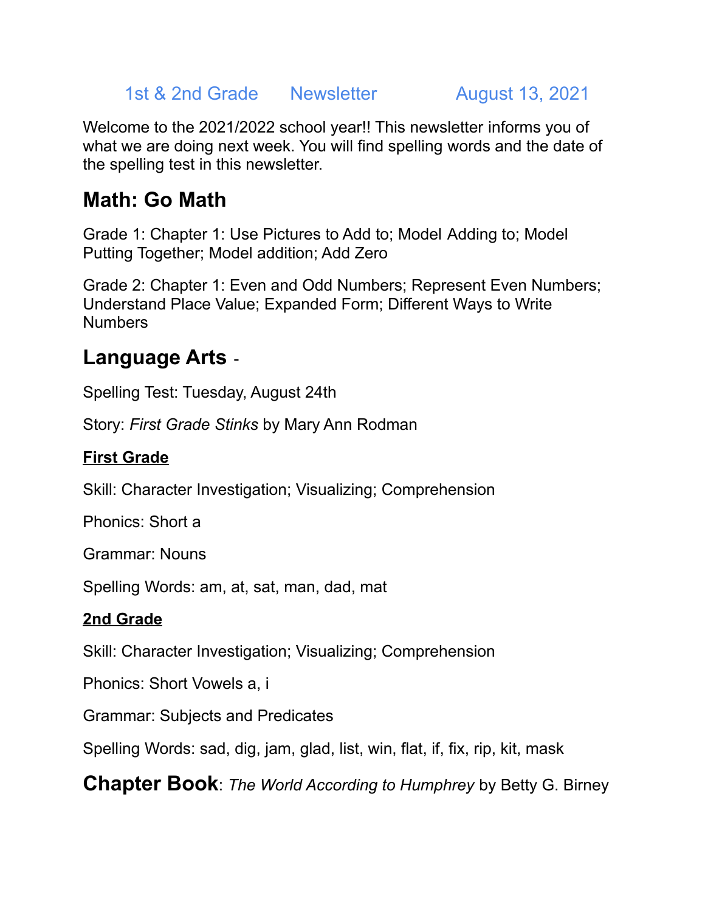1st & 2nd Grade Newsletter August 13, 2021

Welcome to the 2021/2022 school year!! This newsletter informs you of what we are doing next week. You will find spelling words and the date of the spelling test in this newsletter.

## Math: Go Math

Grade 1: Chapter 1: Use Pictures to Add to; Model Adding to; Model Putting Together; Model addition; Add Zero

Grade 2: Chapter 1: Even and Odd Numbers; Represent Even Numbers; Understand Place Value; Expanded Form; Different Ways to Write Numbers

## Language Arts -

Spelling Test: Tuesday, August 24th

Story: *First Grade Stinks* by Mary Ann Rodman

**First Grade**

Skill: Character Investigation; Visualizing; Comprehension

Phonics: Short a

Grammar: Nouns

Spelling Words: am, at, sat, man, dad, mat

**2nd Grade**

Skill: Character Investigation; Visualizing; Comprehension

Phonics: Short Vowels a, i

Grammar: Subjects and Predicates

Spelling Words: sad, dig, jam, glad, list, win, flat, if, fix, rip, kit, mask

**Chapter Book**: *The World According to Humphrey* by Betty G. Birney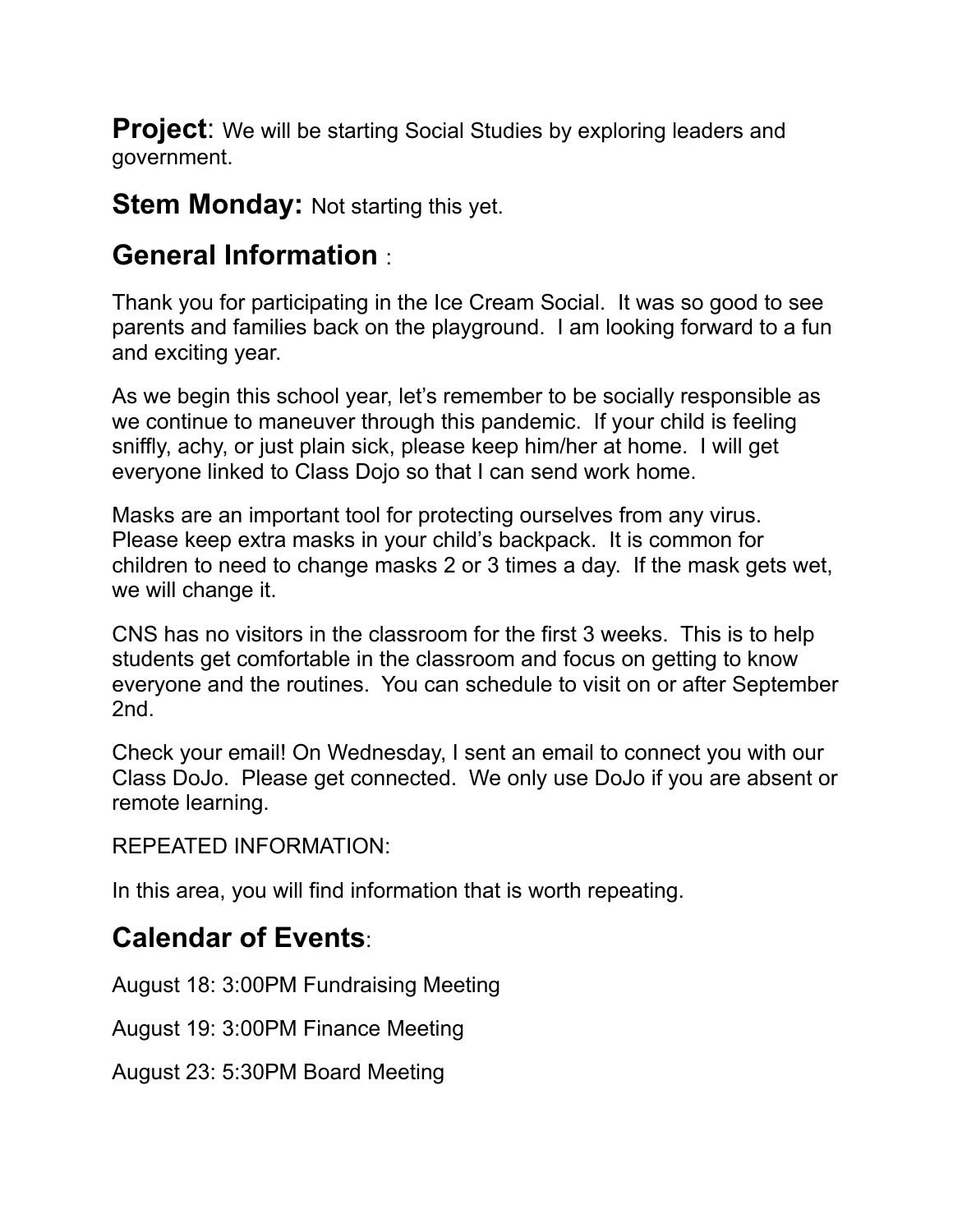**Project**: We will be starting Social Studies by exploring leaders and government.

## Stem Monday: Not starting this yet.

## General Information :

Thank you for participating in the Ice Cream Social. It was so good to see parents and families back on the playground. I am looking forward to a fun and exciting year.

As we begin this school year, let's remember to be socially responsible as we continue to maneuver through this pandemic. If your child is feeling sniffly, achy, or just plain sick, please keep him/her at home. I will get everyone linked to Class Dojo so that I can send work home.

Masks are an important tool for protecting ourselves from any virus. Please keep extra masks in your child's backpack. It is common for children to need to change masks 2 or 3 times a day. If the mask gets wet, we will change it.

CNS has no visitors in the classroom for the first 3 weeks. This is to help students get comfortable in the classroom and focus on getting to know everyone and the routines. You can schedule to visit on or after September 2nd.

Check your email! On Wednesday, I sent an email to connect you with our Class DoJo. Please get connected. We only use DoJo if you are absent or remote learning.

REPEATED INFORMATION:

In this area, you will find information that is worth repeating.

## Calendar of Events:

August 18: 3:00PM Fundraising Meeting

August 19: 3:00PM Finance Meeting

August 23: 5:30PM Board Meeting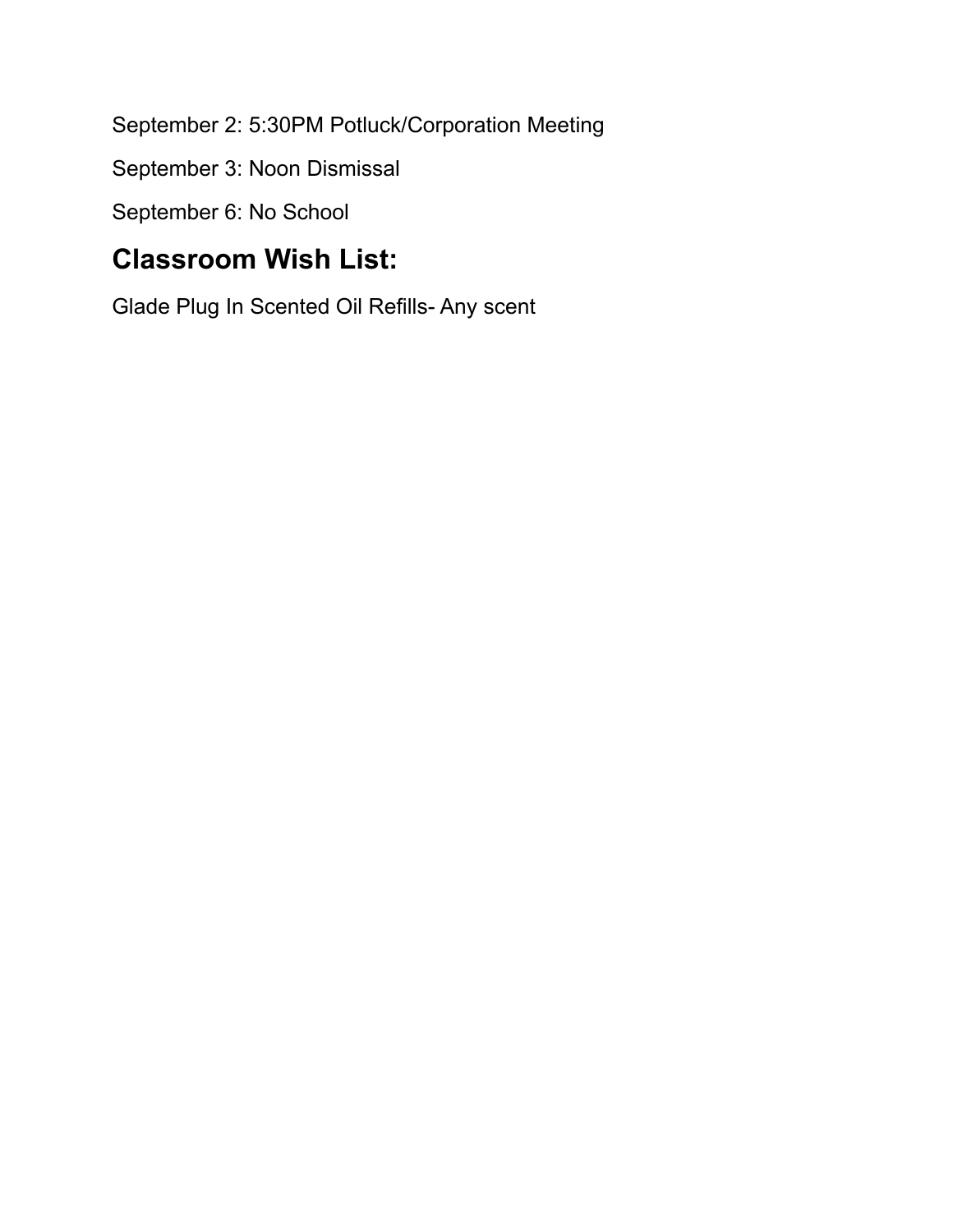September 2: 5:30PM Potluck/Corporation Meeting

September 3: Noon Dismissal

September 6: No School

## Classroom Wish List:

Glade Plug In Scented Oil Refills- Any scent